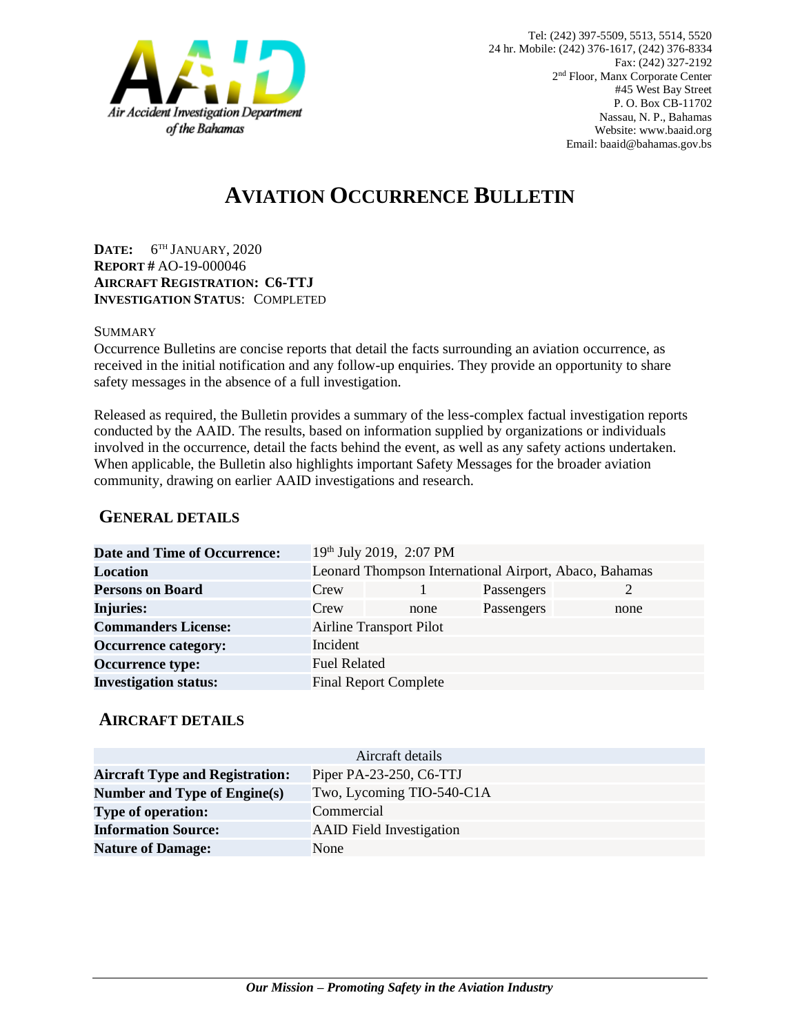Air Accident Investigation Department of the Bahamas

Tel: (242) 397-5509, 5513, 5514, 5520
24 hr. Mobile: (242) 376-1617, (242) 376-8334
Fax: (242) 327-2192
2nd Floor, Manx Corporate Center
#45 West Bay Street
P. O. Box CB-11702
Nassau, N. P., Bahamas
Website: www.baaid.org
Email: baaid@bahamas.gov.bs

# AVIATION OCCURRENCE BULLETIN

**DATE:** 6TH JANUARY, 2020
**REPORT #** AO-19-000046
**AIRCRAFT REGISTRATION: C6-TTJ**
**INVESTIGATION STATUS**: COMPLETED

SUMMARY

Occurrence Bulletins are concise reports that detail the facts surrounding an aviation occurrence, as received in the initial notification and any follow-up enquiries. They provide an opportunity to share safety messages in the absence of a full investigation.

Released as required, the Bulletin provides a summary of the less-complex factual investigation reports conducted by the AAID. The results, based on information supplied by organizations or individuals involved in the occurrence, detail the facts behind the event, as well as any safety actions undertaken. When applicable, the Bulletin also highlights important Safety Messages for the broader aviation community, drawing on earlier AAID investigations and research.

## GENERAL DETAILS

| | | | | |
|---|---|---|---|---|
| **Date and Time of Occurrence:** | 19th July 2019, 2:07 PM | | | |
| **Location** | Leonard Thompson International Airport, Abaco, Bahamas | | | |
| **Persons on Board** | Crew | 1 | Passengers | 2 |
| **Injuries:** | Crew | none | Passengers | none |
| **Commanders License:** | Airline Transport Pilot | | | |
| **Occurrence category:** | Incident | | | |
| **Occurrence type:** | Fuel Related | | | |
| **Investigation status:** | Final Report Complete | | | |

## AIRCRAFT DETAILS

| Aircraft details | |
|---|---|
| **Aircraft Type and Registration:** | Piper PA-23-250, C6-TTJ |
| **Number and Type of Engine(s)** | Two, Lycoming TIO-540-C1A |
| **Type of operation:** | Commercial |
| **Information Source:** | AAID Field Investigation |
| **Nature of Damage:** | None |

***Our Mission – Promoting Safety in the Aviation Industry***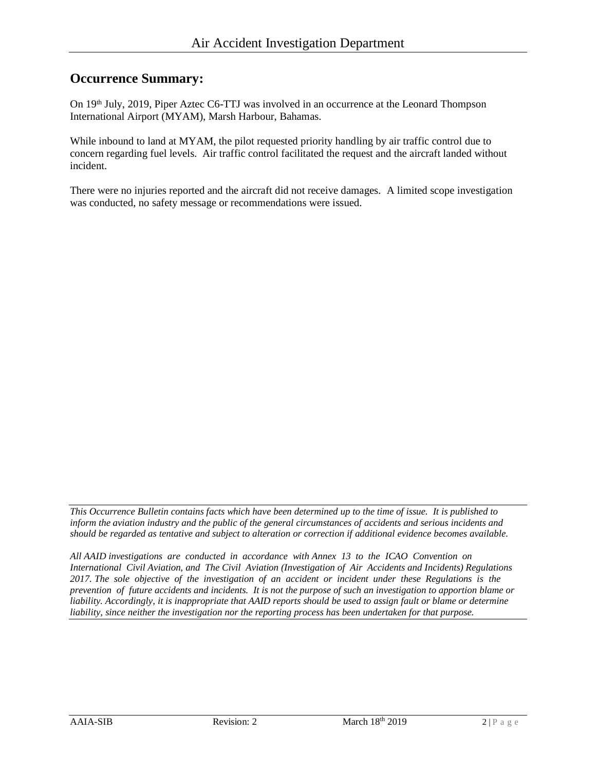## Occurrence Summary:

On 19th July, 2019, Piper Aztec C6-TTJ was involved in an occurrence at the Leonard Thompson International Airport (MYAM), Marsh Harbour, Bahamas.

While inbound to land at MYAM, the pilot requested priority handling by air traffic control due to concern regarding fuel levels. Air traffic control facilitated the request and the aircraft landed without incident.

There were no injuries reported and the aircraft did not receive damages. A limited scope investigation was conducted, no safety message or recommendations were issued.

---

*This Occurrence Bulletin contains facts which have been determined up to the time of issue. It is published to inform the aviation industry and the public of the general circumstances of accidents and serious incidents and should be regarded as tentative and subject to alteration or correction if additional evidence becomes available.*

*All AAID investigations are conducted in accordance with Annex 13 to the ICAO Convention on International Civil Aviation, and The Civil Aviation (Investigation of Air Accidents and Incidents) Regulations 2017. The sole objective of the investigation of an accident or incident under these Regulations is the prevention of future accidents and incidents. It is not the purpose of such an investigation to apportion blame or liability. Accordingly, it is inappropriate that AAID reports should be used to assign fault or blame or determine liability, since neither the investigation nor the reporting process has been undertaken for that purpose.*